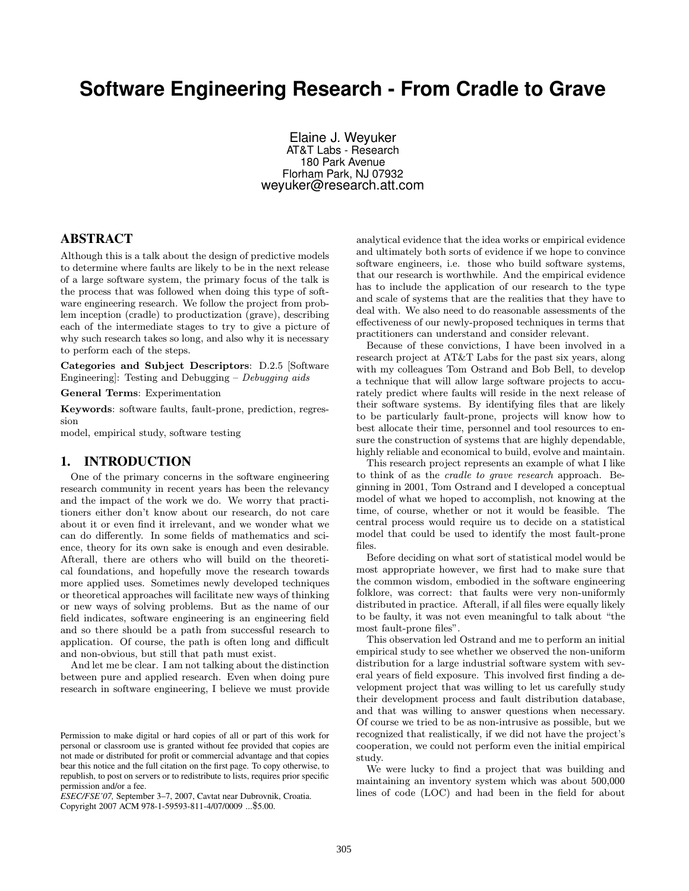# Software Engineering Research - From Cradle to Grave

Elaine J. Weyuker
AT&T Labs - Research
180 Park Avenue
Florham Park, NJ 07932
weyuker@research.att.com

## ABSTRACT

Although this is a talk about the design of predictive models to determine where faults are likely to be in the next release of a large software system, the primary focus of the talk is the process that was followed when doing this type of software engineering research. We follow the project from problem inception (cradle) to productization (grave), describing each of the intermediate stages to try to give a picture of why such research takes so long, and also why it is necessary to perform each of the steps.

**Categories and Subject Descriptors**: D.2.5 [Software Engineering]: Testing and Debugging – *Debugging aids*

**General Terms**: Experimentation

**Keywords**: software faults, fault-prone, prediction, regression model, empirical study, software testing

## 1. INTRODUCTION

One of the primary concerns in the software engineering research community in recent years has been the relevancy and the impact of the work we do. We worry that practitioners either don't know about our research, do not care about it or even find it irrelevant, and we wonder what we can do differently. In some fields of mathematics and science, theory for its own sake is enough and even desirable. Afterall, there are others who will build on the theoretical foundations, and hopefully move the research towards more applied uses. Sometimes newly developed techniques or theoretical approaches will facilitate new ways of thinking or new ways of solving problems. But as the name of our field indicates, software engineering is an engineering field and so there should be a path from successful research to application. Of course, the path is often long and difficult and non-obvious, but still that path must exist.

And let me be clear. I am not talking about the distinction between pure and applied research. Even when doing pure research in software engineering, I believe we must provide analytical evidence that the idea works or empirical evidence and ultimately both sorts of evidence if we hope to convince software engineers, i.e. those who build software systems, that our research is worthwhile. And the empirical evidence has to include the application of our research to the type and scale of systems that are the realities that they have to deal with. We also need to do reasonable assessments of the effectiveness of our newly-proposed techniques in terms that practitioners can understand and consider relevant.

Because of these convictions, I have been involved in a research project at AT&T Labs for the past six years, along with my colleagues Tom Ostrand and Bob Bell, to develop a technique that will allow large software projects to accurately predict where faults will reside in the next release of their software systems. By identifying files that are likely to be particularly fault-prone, projects will know how to best allocate their time, personnel and tool resources to ensure the construction of systems that are highly dependable, highly reliable and economical to build, evolve and maintain.

This research project represents an example of what I like to think of as the *cradle to grave research* approach. Beginning in 2001, Tom Ostrand and I developed a conceptual model of what we hoped to accomplish, not knowing at the time, of course, whether or not it would be feasible. The central process would require us to decide on a statistical model that could be used to identify the most fault-prone files.

Before deciding on what sort of statistical model would be most appropriate however, we first had to make sure that the common wisdom, embodied in the software engineering folklore, was correct: that faults were very non-uniformly distributed in practice. Afterall, if all files were equally likely to be faulty, it was not even meaningful to talk about "the most fault-prone files".

This observation led Ostrand and me to perform an initial empirical study to see whether we observed the non-uniform distribution for a large industrial software system with several years of field exposure. This involved first finding a development project that was willing to let us carefully study their development process and fault distribution database, and that was willing to answer questions when necessary. Of course we tried to be as non-intrusive as possible, but we recognized that realistically, if we did not have the project's cooperation, we could not perform even the initial empirical study.

We were lucky to find a project that was building and maintaining an inventory system which was about 500,000 lines of code (LOC) and had been in the field for about

Permission to make digital or hard copies of all or part of this work for personal or classroom use is granted without fee provided that copies are not made or distributed for profit or commercial advantage and that copies bear this notice and the full citation on the first page. To copy otherwise, to republish, to post on servers or to redistribute to lists, requires prior specific permission and/or a fee.
*ESEC/FSE'07,* September 3–7, 2007, Cavtat near Dubrovnik, Croatia.
Copyright 2007 ACM 978-1-59593-811-4/07/0009 ...$5.00.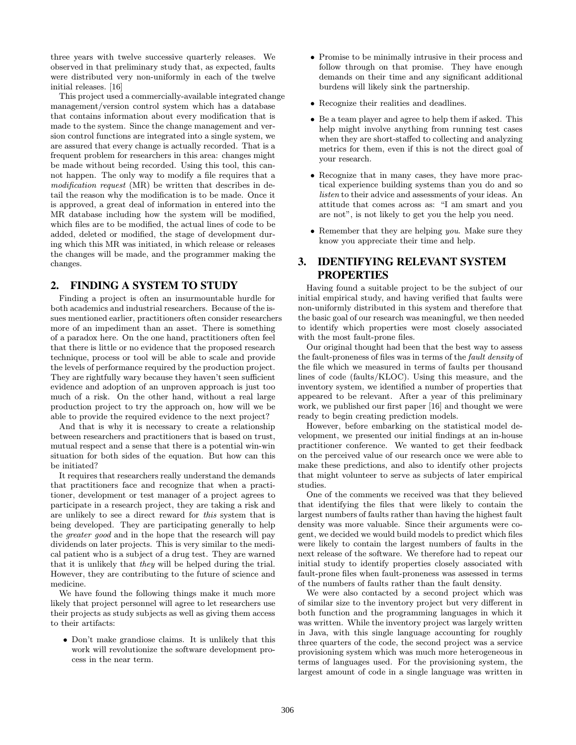three years with twelve successive quarterly releases. We observed in that preliminary study that, as expected, faults were distributed very non-uniformly in each of the twelve initial releases. [16]

This project used a commercially-available integrated change management/version control system which has a database that contains information about every modification that is made to the system. Since the change management and version control functions are integrated into a single system, we are assured that every change is actually recorded. That is a frequent problem for researchers in this area: changes might be made without being recorded. Using this tool, this cannot happen. The only way to modify a file requires that a *modification request* (MR) be written that describes in detail the reason why the modification is to be made. Once it is approved, a great deal of information in entered into the MR database including how the system will be modified, which files are to be modified, the actual lines of code to be added, deleted or modified, the stage of development during which this MR was initiated, in which release or releases the changes will be made, and the programmer making the changes.

## 2. FINDING A SYSTEM TO STUDY

Finding a project is often an insurmountable hurdle for both academics and industrial researchers. Because of the issues mentioned earlier, practitioners often consider researchers more of an impediment than an asset. There is something of a paradox here. On the one hand, practitioners often feel that there is little or no evidence that the proposed research technique, process or tool will be able to scale and provide the levels of performance required by the production project. They are rightfully wary because they haven't seen sufficient evidence and adoption of an unproven approach is just too much of a risk. On the other hand, without a real large production project to try the approach on, how will we be able to provide the required evidence to the next project?

And that is why it is necessary to create a relationship between researchers and practitioners that is based on trust, mutual respect and a sense that there is a potential win-win situation for both sides of the equation. But how can this be initiated?

It requires that researchers really understand the demands that practitioners face and recognize that when a practitioner, development or test manager of a project agrees to participate in a research project, they are taking a risk and are unlikely to see a direct reward for *this* system that is being developed. They are participating generally to help the *greater good* and in the hope that the research will pay dividends on later projects. This is very similar to the medical patient who is a subject of a drug test. They are warned that it is unlikely that *they* will be helped during the trial. However, they are contributing to the future of science and medicine.

We have found the following things make it much more likely that project personnel will agree to let researchers use their projects as study subjects as well as giving them access to their artifacts:

- Don't make grandiose claims. It is unlikely that this work will revolutionize the software development process in the near term.
- Promise to be minimally intrusive in their process and follow through on that promise. They have enough demands on their time and any significant additional burdens will likely sink the partnership.
- Recognize their realities and deadlines.
- Be a team player and agree to help them if asked. This help might involve anything from running test cases when they are short-staffed to collecting and analyzing metrics for them, even if this is not the direct goal of your research.
- Recognize that in many cases, they have more practical experience building systems than you do and so *listen* to their advice and assessments of your ideas. An attitude that comes across as: "I am smart and you are not", is not likely to get you the help you need.
- Remember that they are helping *you*. Make sure they know you appreciate their time and help.

## 3. IDENTIFYING RELEVANT SYSTEM PROPERTIES

Having found a suitable project to be the subject of our initial empirical study, and having verified that faults were non-uniformly distributed in this system and therefore that the basic goal of our research was meaningful, we then needed to identify which properties were most closely associated with the most fault-prone files.

Our original thought had been that the best way to assess the fault-proneness of files was in terms of the *fault density* of the file which we measured in terms of faults per thousand lines of code (faults/KLOC). Using this measure, and the inventory system, we identified a number of properties that appeared to be relevant. After a year of this preliminary work, we published our first paper [16] and thought we were ready to begin creating prediction models.

However, before embarking on the statistical model development, we presented our initial findings at an in-house practitioner conference. We wanted to get their feedback on the perceived value of our research once we were able to make these predictions, and also to identify other projects that might volunteer to serve as subjects of later empirical studies.

One of the comments we received was that they believed that identifying the files that were likely to contain the largest numbers of faults rather than having the highest fault density was more valuable. Since their arguments were cogent, we decided we would build models to predict which files were likely to contain the largest numbers of faults in the next release of the software. We therefore had to repeat our initial study to identify properties closely associated with fault-prone files when fault-proneness was assessed in terms of the numbers of faults rather than the fault density.

We were also contacted by a second project which was of similar size to the inventory project but very different in both function and the programming languages in which it was written. While the inventory project was largely written in Java, with this single language accounting for roughly three quarters of the code, the second project was a service provisioning system which was much more heterogeneous in terms of languages used. For the provisioning system, the largest amount of code in a single language was written in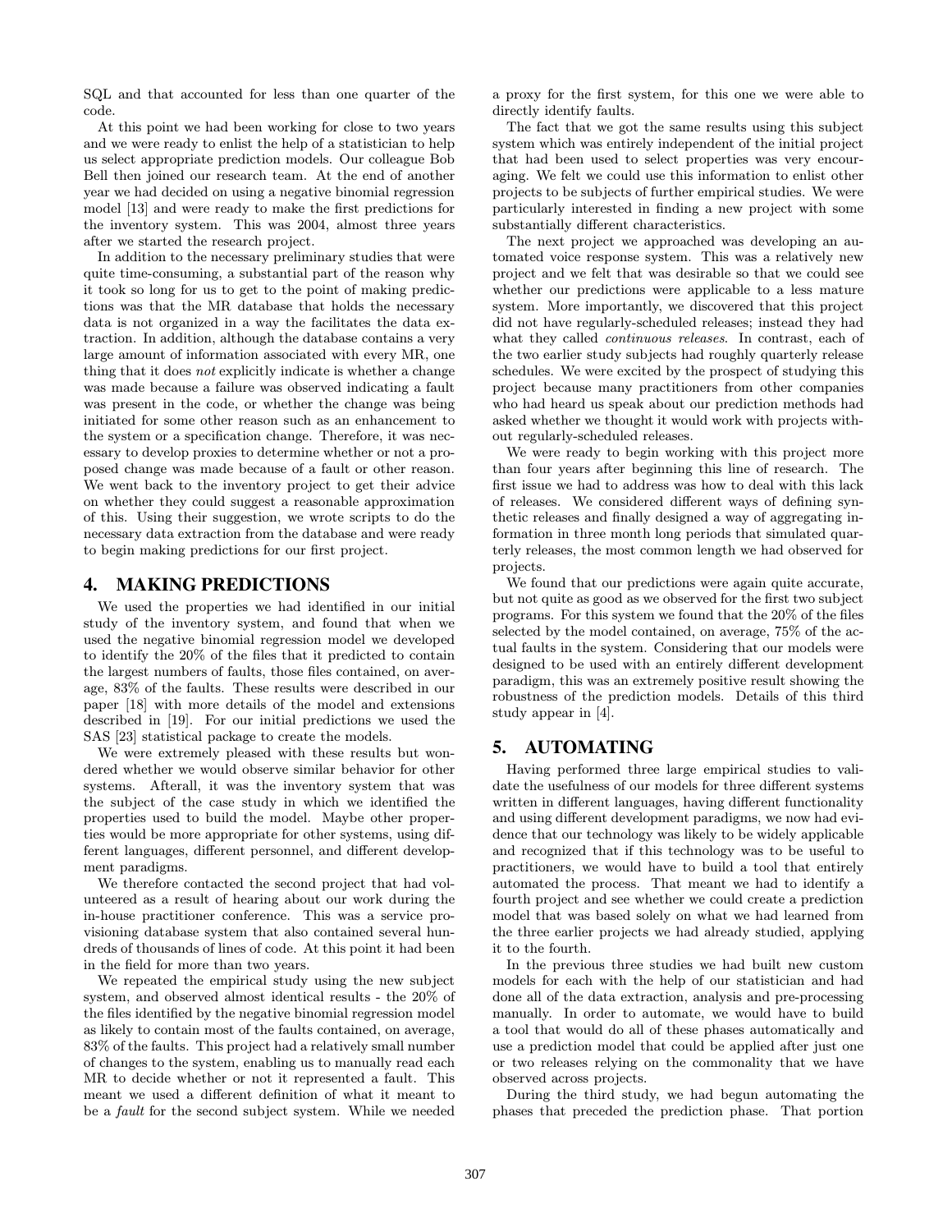SQL and that accounted for less than one quarter of the code.

At this point we had been working for close to two years and we were ready to enlist the help of a statistician to help us select appropriate prediction models. Our colleague Bob Bell then joined our research team. At the end of another year we had decided on using a negative binomial regression model [13] and were ready to make the first predictions for the inventory system. This was 2004, almost three years after we started the research project.

In addition to the necessary preliminary studies that were quite time-consuming, a substantial part of the reason why it took so long for us to get to the point of making predictions was that the MR database that holds the necessary data is not organized in a way the facilitates the data extraction. In addition, although the database contains a very large amount of information associated with every MR, one thing that it does *not* explicitly indicate is whether a change was made because a failure was observed indicating a fault was present in the code, or whether the change was being initiated for some other reason such as an enhancement to the system or a specification change. Therefore, it was necessary to develop proxies to determine whether or not a proposed change was made because of a fault or other reason. We went back to the inventory project to get their advice on whether they could suggest a reasonable approximation of this. Using their suggestion, we wrote scripts to do the necessary data extraction from the database and were ready to begin making predictions for our first project.

## 4. MAKING PREDICTIONS

We used the properties we had identified in our initial study of the inventory system, and found that when we used the negative binomial regression model we developed to identify the 20% of the files that it predicted to contain the largest numbers of faults, those files contained, on average, 83% of the faults. These results were described in our paper [18] with more details of the model and extensions described in [19]. For our initial predictions we used the SAS [23] statistical package to create the models.

We were extremely pleased with these results but wondered whether we would observe similar behavior for other systems. Afterall, it was the inventory system that was the subject of the case study in which we identified the properties used to build the model. Maybe other properties would be more appropriate for other systems, using different languages, different personnel, and different development paradigms.

We therefore contacted the second project that had volunteered as a result of hearing about our work during the in-house practitioner conference. This was a service provisioning database system that also contained several hundreds of thousands of lines of code. At this point it had been in the field for more than two years.

We repeated the empirical study using the new subject system, and observed almost identical results - the 20% of the files identified by the negative binomial regression model as likely to contain most of the faults contained, on average, 83% of the faults. This project had a relatively small number of changes to the system, enabling us to manually read each MR to decide whether or not it represented a fault. This meant we used a different definition of what it meant to be a *fault* for the second subject system. While we needed a proxy for the first system, for this one we were able to directly identify faults.

The fact that we got the same results using this subject system which was entirely independent of the initial project that had been used to select properties was very encouraging. We felt we could use this information to enlist other projects to be subjects of further empirical studies. We were particularly interested in finding a new project with some substantially different characteristics.

The next project we approached was developing an automated voice response system. This was a relatively new project and we felt that was desirable so that we could see whether our predictions were applicable to a less mature system. More importantly, we discovered that this project did not have regularly-scheduled releases; instead they had what they called *continuous releases*. In contrast, each of the two earlier study subjects had roughly quarterly release schedules. We were excited by the prospect of studying this project because many practitioners from other companies who had heard us speak about our prediction methods had asked whether we thought it would work with projects without regularly-scheduled releases.

We were ready to begin working with this project more than four years after beginning this line of research. The first issue we had to address was how to deal with this lack of releases. We considered different ways of defining synthetic releases and finally designed a way of aggregating information in three month long periods that simulated quarterly releases, the most common length we had observed for projects.

We found that our predictions were again quite accurate, but not quite as good as we observed for the first two subject programs. For this system we found that the 20% of the files selected by the model contained, on average, 75% of the actual faults in the system. Considering that our models were designed to be used with an entirely different development paradigm, this was an extremely positive result showing the robustness of the prediction models. Details of this third study appear in [4].

## 5. AUTOMATING

Having performed three large empirical studies to validate the usefulness of our models for three different systems written in different languages, having different functionality and using different development paradigms, we now had evidence that our technology was likely to be widely applicable and recognized that if this technology was to be useful to practitioners, we would have to build a tool that entirely automated the process. That meant we had to identify a fourth project and see whether we could create a prediction model that was based solely on what we had learned from the three earlier projects we had already studied, applying it to the fourth.

In the previous three studies we had built new custom models for each with the help of our statistician and had done all of the data extraction, analysis and pre-processing manually. In order to automate, we would have to build a tool that would do all of these phases automatically and use a prediction model that could be applied after just one or two releases relying on the commonality that we have observed across projects.

During the third study, we had begun automating the phases that preceded the prediction phase. That portion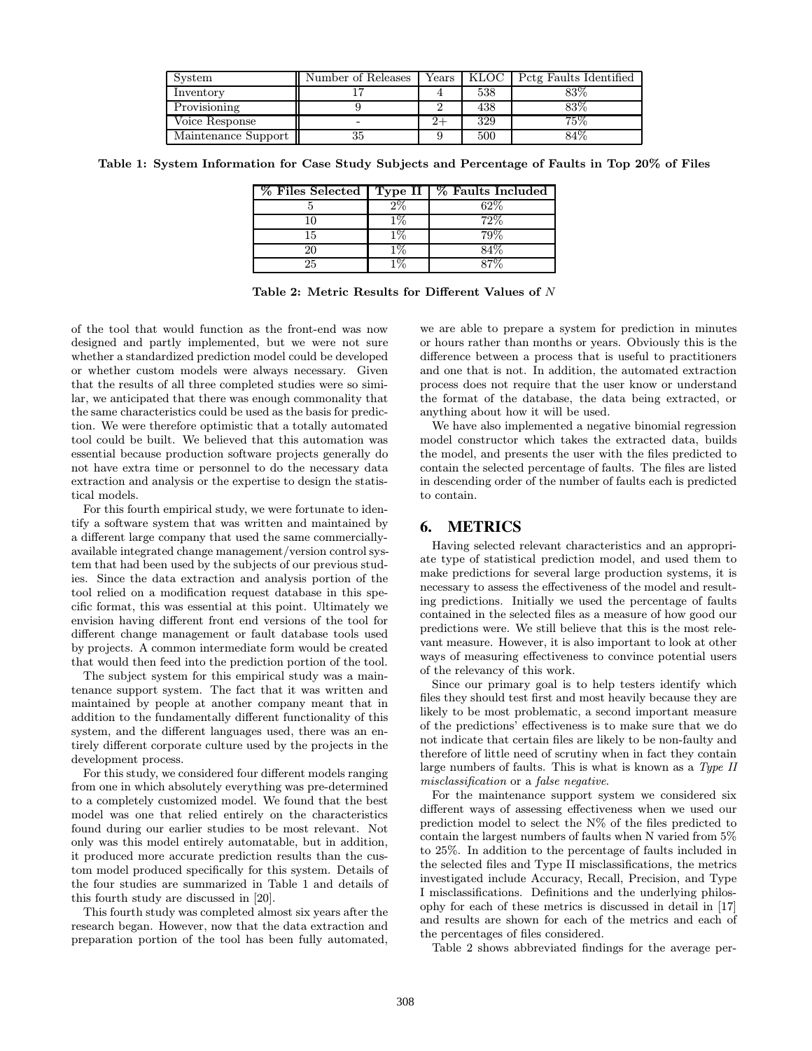| System | Number of Releases | Years | KLOC | Pctg Faults Identified |
|---|---|---|---|---|
| Inventory | 17 | 4 | 538 | 83% |
| Provisioning | 9 | 2 | 438 | 83% |
| Voice Response | - | 2+ | 329 | 75% |
| Maintenance Support | 35 | 9 | 500 | 84% |

**Table 1: System Information for Case Study Subjects and Percentage of Faults in Top 20% of Files**

| % Files Selected | Type II | % Faults Included |
|---|---|---|
| 5 | 2% | 62% |
| 10 | 1% | 72% |
| 15 | 1% | 79% |
| 20 | 1% | 84% |
| 25 | 1% | 87% |

**Table 2: Metric Results for Different Values of $N$**

of the tool that would function as the front-end was now designed and partly implemented, but we were not sure whether a standardized prediction model could be developed or whether custom models were always necessary. Given that the results of all three completed studies were so similar, we anticipated that there was enough commonality that the same characteristics could be used as the basis for prediction. We were therefore optimistic that a totally automated tool could be built. We believed that this automation was essential because production software projects generally do not have extra time or personnel to do the necessary data extraction and analysis or the expertise to design the statistical models.

For this fourth empirical study, we were fortunate to identify a software system that was written and maintained by a different large company that used the same commercially-available integrated change management/version control system that had been used by the subjects of our previous studies. Since the data extraction and analysis portion of the tool relied on a modification request database in this specific format, this was essential at this point. Ultimately we envision having different front end versions of the tool for different change management or fault database tools used by projects. A common intermediate form would be created that would then feed into the prediction portion of the tool.

The subject system for this empirical study was a maintenance support system. The fact that it was written and maintained by people at another company meant that in addition to the fundamentally different functionality of this system, and the different languages used, there was an entirely different corporate culture used by the projects in the development process.

For this study, we considered four different models ranging from one in which absolutely everything was pre-determined to a completely customized model. We found that the best model was one that relied entirely on the characteristics found during our earlier studies to be most relevant. Not only was this model entirely automatable, but in addition, it produced more accurate prediction results than the custom model produced specifically for this system. Details of the four studies are summarized in Table 1 and details of this fourth study are discussed in [20].

This fourth study was completed almost six years after the research began. However, now that the data extraction and preparation portion of the tool has been fully automated, we are able to prepare a system for prediction in minutes or hours rather than months or years. Obviously this is the difference between a process that is useful to practitioners and one that is not. In addition, the automated extraction process does not require that the user know or understand the format of the database, the data being extracted, or anything about how it will be used.

We have also implemented a negative binomial regression model constructor which takes the extracted data, builds the model, and presents the user with the files predicted to contain the selected percentage of faults. The files are listed in descending order of the number of faults each is predicted to contain.

## 6. METRICS

Having selected relevant characteristics and an appropriate type of statistical prediction model, and used them to make predictions for several large production systems, it is necessary to assess the effectiveness of the model and resulting predictions. Initially we used the percentage of faults contained in the selected files as a measure of how good our predictions were. We still believe that this is the most relevant measure. However, it is also important to look at other ways of measuring effectiveness to convince potential users of the relevancy of this work.

Since our primary goal is to help testers identify which files they should test first and most heavily because they are likely to be most problematic, a second important measure of the predictions' effectiveness is to make sure that we do not indicate that certain files are likely to be non-faulty and therefore of little need of scrutiny when in fact they contain large numbers of faults. This is what is known as a *Type II misclassification* or a *false negative*.

For the maintenance support system we considered six different ways of assessing effectiveness when we used our prediction model to select the N% of the files predicted to contain the largest numbers of faults when N varied from 5% to 25%. In addition to the percentage of faults included in the selected files and Type II misclassifications, the metrics investigated include Accuracy, Recall, Precision, and Type I misclassifications. Definitions and the underlying philosophy for each of these metrics is discussed in detail in [17] and results are shown for each of the metrics and each of the percentages of files considered.

Table 2 shows abbreviated findings for the average per-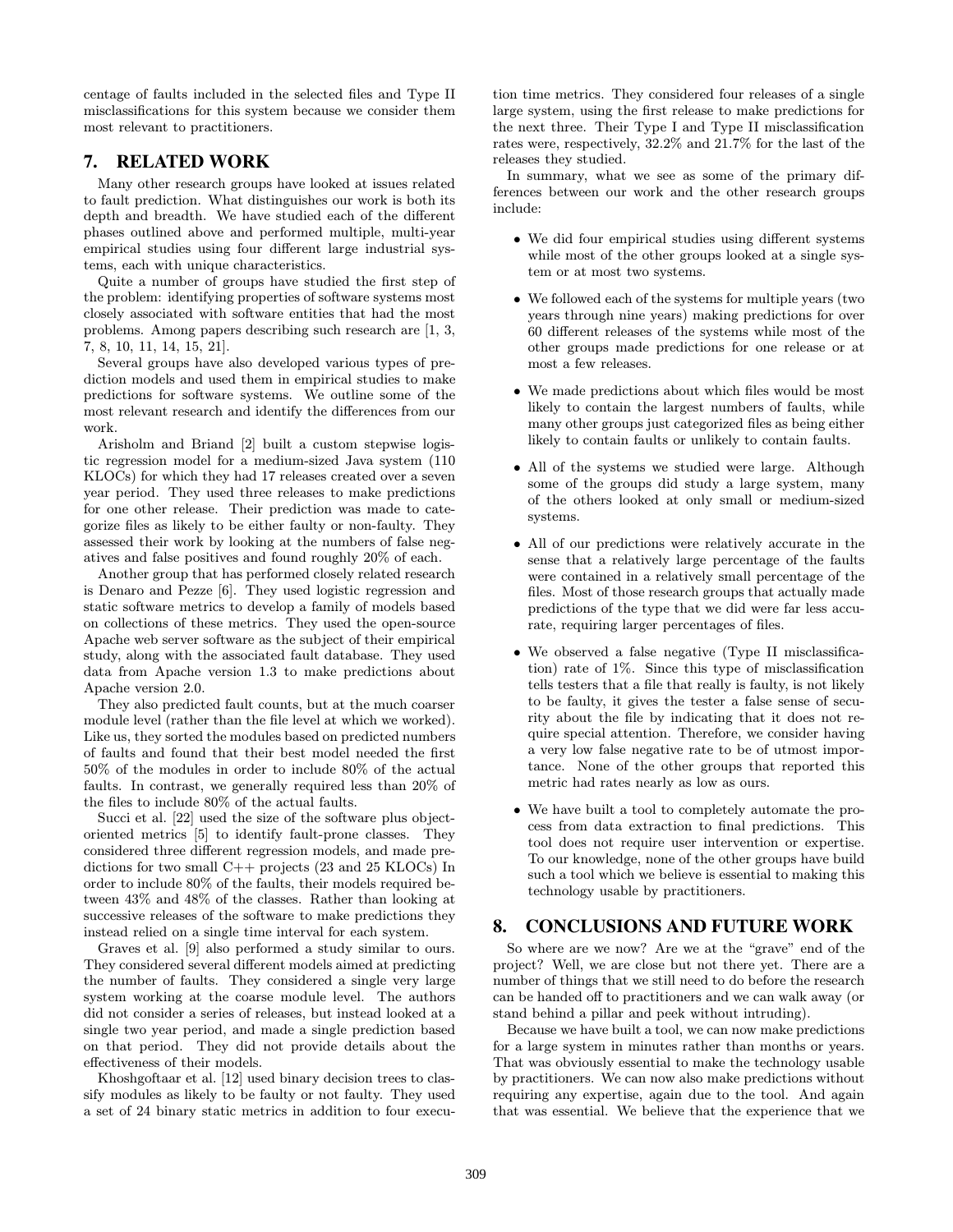centage of faults included in the selected files and Type II misclassifications for this system because we consider them most relevant to practitioners.

## 7. RELATED WORK

Many other research groups have looked at issues related to fault prediction. What distinguishes our work is both its depth and breadth. We have studied each of the different phases outlined above and performed multiple, multi-year empirical studies using four different large industrial systems, each with unique characteristics.

Quite a number of groups have studied the first step of the problem: identifying properties of software systems most closely associated with software entities that had the most problems. Among papers describing such research are [1, 3, 7, 8, 10, 11, 14, 15, 21].

Several groups have also developed various types of prediction models and used them in empirical studies to make predictions for software systems. We outline some of the most relevant research and identify the differences from our work.

Arisholm and Briand [2] built a custom stepwise logistic regression model for a medium-sized Java system (110 KLOCs) for which they had 17 releases created over a seven year period. They used three releases to make predictions for one other release. Their prediction was made to categorize files as likely to be either faulty or non-faulty. They assessed their work by looking at the numbers of false negatives and false positives and found roughly 20% of each.

Another group that has performed closely related research is Denaro and Pezze [6]. They used logistic regression and static software metrics to develop a family of models based on collections of these metrics. They used the open-source Apache web server software as the subject of their empirical study, along with the associated fault database. They used data from Apache version 1.3 to make predictions about Apache version 2.0.

They also predicted fault counts, but at the much coarser module level (rather than the file level at which we worked). Like us, they sorted the modules based on predicted numbers of faults and found that their best model needed the first 50% of the modules in order to include 80% of the actual faults. In contrast, we generally required less than 20% of the files to include 80% of the actual faults.

Succi et al. [22] used the size of the software plus object-oriented metrics [5] to identify fault-prone classes. They considered three different regression models, and made predictions for two small C++ projects (23 and 25 KLOCs) In order to include 80% of the faults, their models required between 43% and 48% of the classes. Rather than looking at successive releases of the software to make predictions they instead relied on a single time interval for each system.

Graves et al. [9] also performed a study similar to ours. They considered several different models aimed at predicting the number of faults. They considered a single very large system working at the coarse module level. The authors did not consider a series of releases, but instead looked at a single two year period, and made a single prediction based on that period. They did not provide details about the effectiveness of their models.

Khoshgoftaar et al. [12] used binary decision trees to classify modules as likely to be faulty or not faulty. They used a set of 24 binary static metrics in addition to four execution time metrics. They considered four releases of a single large system, using the first release to make predictions for the next three. Their Type I and Type II misclassification rates were, respectively, 32.2% and 21.7% for the last of the releases they studied.

In summary, what we see as some of the primary differences between our work and the other research groups include:

- We did four empirical studies using different systems while most of the other groups looked at a single system or at most two systems.
- We followed each of the systems for multiple years (two years through nine years) making predictions for over 60 different releases of the systems while most of the other groups made predictions for one release or at most a few releases.
- We made predictions about which files would be most likely to contain the largest numbers of faults, while many other groups just categorized files as being either likely to contain faults or unlikely to contain faults.
- All of the systems we studied were large. Although some of the groups did study a large system, many of the others looked at only small or medium-sized systems.
- All of our predictions were relatively accurate in the sense that a relatively large percentage of the faults were contained in a relatively small percentage of the files. Most of those research groups that actually made predictions of the type that we did were far less accurate, requiring larger percentages of files.
- We observed a false negative (Type II misclassification) rate of 1%. Since this type of misclassification tells testers that a file that really is faulty, is not likely to be faulty, it gives the tester a false sense of security about the file by indicating that it does not require special attention. Therefore, we consider having a very low false negative rate to be of utmost importance. None of the other groups that reported this metric had rates nearly as low as ours.
- We have built a tool to completely automate the process from data extraction to final predictions. This tool does not require user intervention or expertise. To our knowledge, none of the other groups have build such a tool which we believe is essential to making this technology usable by practitioners.

## 8. CONCLUSIONS AND FUTURE WORK

So where are we now? Are we at the "grave" end of the project? Well, we are close but not there yet. There are a number of things that we still need to do before the research can be handed off to practitioners and we can walk away (or stand behind a pillar and peek without intruding).

Because we have built a tool, we can now make predictions for a large system in minutes rather than months or years. That was obviously essential to make the technology usable by practitioners. We can now also make predictions without requiring any expertise, again due to the tool. And again that was essential. We believe that the experience that we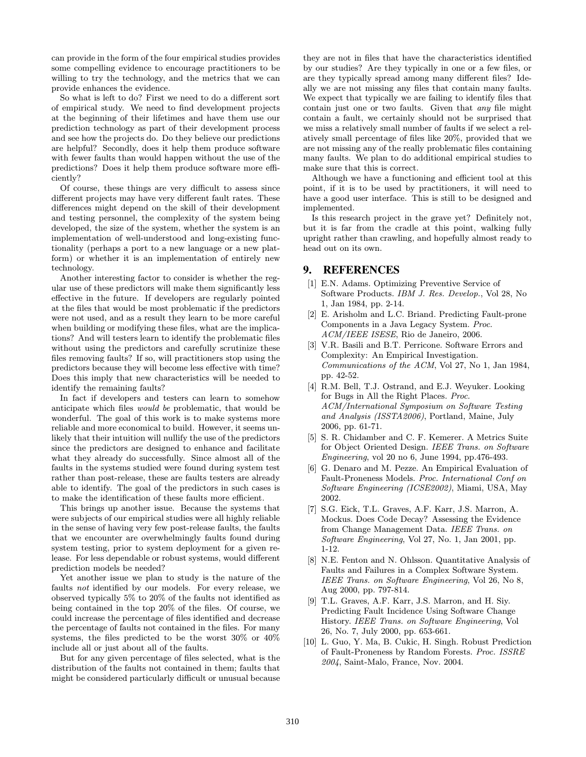can provide in the form of the four empirical studies provides some compelling evidence to encourage practitioners to be willing to try the technology, and the metrics that we can provide enhances the evidence.

So what is left to do? First we need to do a different sort of empirical study. We need to find development projects at the beginning of their lifetimes and have them use our prediction technology as part of their development process and see how the projects do. Do they believe our predictions are helpful? Secondly, does it help them produce software with fewer faults than would happen without the use of the predictions? Does it help them produce software more efficiently?

Of course, these things are very difficult to assess since different projects may have very different fault rates. These differences might depend on the skill of their development and testing personnel, the complexity of the system being developed, the size of the system, whether the system is an implementation of well-understood and long-existing functionality (perhaps a port to a new language or a new platform) or whether it is an implementation of entirely new technology.

Another interesting factor to consider is whether the regular use of these predictors will make them significantly less effective in the future. If developers are regularly pointed at the files that would be most problematic if the predictors were not used, and as a result they learn to be more careful when building or modifying these files, what are the implications? And will testers learn to identify the problematic files without using the predictors and carefully scrutinize these files removing faults? If so, will practitioners stop using the predictors because they will become less effective with time? Does this imply that new characteristics will be needed to identify the remaining faults?

In fact if developers and testers can learn to somehow anticipate which files *would be* problematic, that would be wonderful. The goal of this work is to make systems more reliable and more economical to build. However, it seems unlikely that their intuition will nullify the use of the predictors since the predictors are designed to enhance and facilitate what they already do successfully. Since almost all of the faults in the systems studied were found during system test rather than post-release, these are faults testers are already able to identify. The goal of the predictors in such cases is to make the identification of these faults more efficient.

This brings up another issue. Because the systems that were subjects of our empirical studies were all highly reliable in the sense of having very few post-release faults, the faults that we encounter are overwhelmingly faults found during system testing, prior to system deployment for a given release. For less dependable or robust systems, would different prediction models be needed?

Yet another issue we plan to study is the nature of the faults *not* identified by our models. For every release, we observed typically 5% to 20% of the faults not identified as being contained in the top 20% of the files. Of course, we could increase the percentage of files identified and decrease the percentage of faults not contained in the files. For many systems, the files predicted to be the worst 30% or 40% include all or just about all of the faults.

But for any given percentage of files selected, what is the distribution of the faults not contained in them; faults that might be considered particularly difficult or unusual because they are not in files that have the characteristics identified by our studies? Are they typically in one or a few files, or are they typically spread among many different files? Ideally we are not missing any files that contain many faults. We expect that typically we are failing to identify files that contain just one or two faults. Given that *any* file might contain a fault, we certainly should not be surprised that we miss a relatively small number of faults if we select a relatively small percentage of files like 20%, provided that we are not missing any of the really problematic files containing many faults. We plan to do additional empirical studies to make sure that this is correct.

Although we have a functioning and efficient tool at this point, if it is to be used by practitioners, it will need to have a good user interface. This is still to be designed and implemented.

Is this research project in the grave yet? Definitely not, but it is far from the cradle at this point, walking fully upright rather than crawling, and hopefully almost ready to head out on its own.

## 9. REFERENCES

[1] E.N. Adams. Optimizing Preventive Service of Software Products. *IBM J. Res. Develop.*, Vol 28, No 1, Jan 1984, pp. 2-14.

[2] E. Arisholm and L.C. Briand. Predicting Fault-prone Components in a Java Legacy System. *Proc. ACM/IEEE ISESE*, Rio de Janeiro, 2006.

[3] V.R. Basili and B.T. Perricone. Software Errors and Complexity: An Empirical Investigation. *Communications of the ACM*, Vol 27, No 1, Jan 1984, pp. 42-52.

[4] R.M. Bell, T.J. Ostrand, and E.J. Weyuker. Looking for Bugs in All the Right Places. *Proc. ACM/International Symposium on Software Testing and Analysis (ISSTA2006)*, Portland, Maine, July 2006, pp. 61-71.

[5] S. R. Chidamber and C. F. Kemerer. A Metrics Suite for Object Oriented Design. *IEEE Trans. on Software Engineering*, vol 20 no 6, June 1994, pp.476-493.

[6] G. Denaro and M. Pezze. An Empirical Evaluation of Fault-Proneness Models. *Proc. International Conf on Software Engineering (ICSE2002)*, Miami, USA, May 2002.

[7] S.G. Eick, T.L. Graves, A.F. Karr, J.S. Marron, A. Mockus. Does Code Decay? Assessing the Evidence from Change Management Data. *IEEE Trans. on Software Engineering*, Vol 27, No. 1, Jan 2001, pp. 1-12.

[8] N.E. Fenton and N. Ohlsson. Quantitative Analysis of Faults and Failures in a Complex Software System. *IEEE Trans. on Software Engineering*, Vol 26, No 8, Aug 2000, pp. 797-814.

[9] T.L. Graves, A.F. Karr, J.S. Marron, and H. Siy. Predicting Fault Incidence Using Software Change History. *IEEE Trans. on Software Engineering*, Vol 26, No. 7, July 2000, pp. 653-661.

[10] L. Guo, Y. Ma, B. Cukic, H. Singh. Robust Prediction of Fault-Proneness by Random Forests. *Proc. ISSRE 2004*, Saint-Malo, France, Nov. 2004.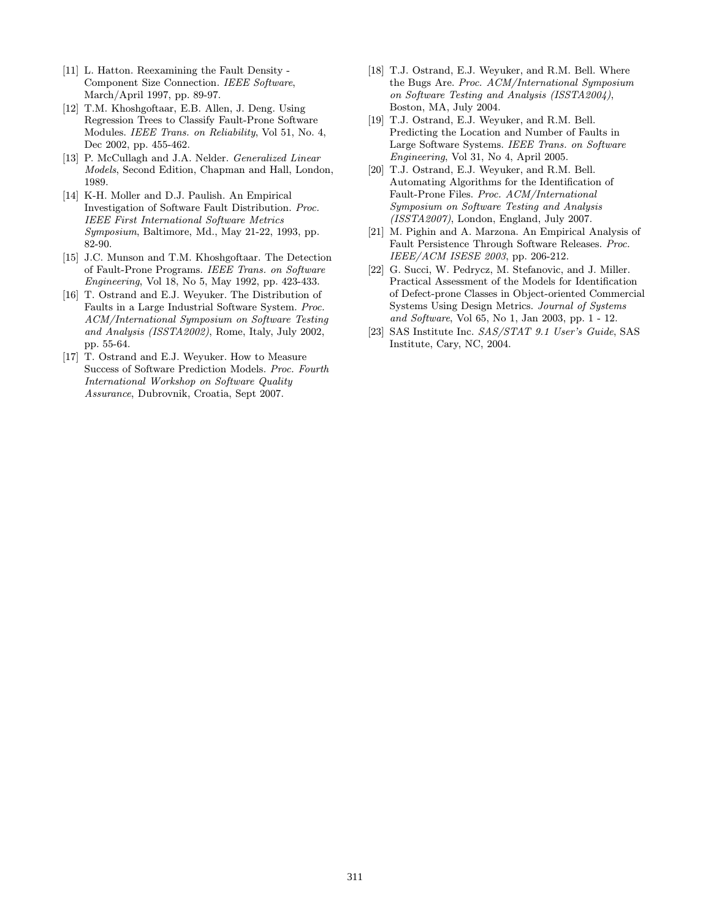[11] L. Hatton. Reexamining the Fault Density - Component Size Connection. *IEEE Software*, March/April 1997, pp. 89-97.

[12] T.M. Khoshgoftaar, E.B. Allen, J. Deng. Using Regression Trees to Classify Fault-Prone Software Modules. *IEEE Trans. on Reliability*, Vol 51, No. 4, Dec 2002, pp. 455-462.

[13] P. McCullagh and J.A. Nelder. *Generalized Linear Models*, Second Edition, Chapman and Hall, London, 1989.

[14] K-H. Moller and D.J. Paulish. An Empirical Investigation of Software Fault Distribution. *Proc. IEEE First International Software Metrics Symposium*, Baltimore, Md., May 21-22, 1993, pp. 82-90.

[15] J.C. Munson and T.M. Khoshgoftaar. The Detection of Fault-Prone Programs. *IEEE Trans. on Software Engineering*, Vol 18, No 5, May 1992, pp. 423-433.

[16] T. Ostrand and E.J. Weyuker. The Distribution of Faults in a Large Industrial Software System. *Proc. ACM/International Symposium on Software Testing and Analysis (ISSTA2002)*, Rome, Italy, July 2002, pp. 55-64.

[17] T. Ostrand and E.J. Weyuker. How to Measure Success of Software Prediction Models. *Proc. Fourth International Workshop on Software Quality Assurance*, Dubrovnik, Croatia, Sept 2007.

[18] T.J. Ostrand, E.J. Weyuker, and R.M. Bell. Where the Bugs Are. *Proc. ACM/International Symposium on Software Testing and Analysis (ISSTA2004)*, Boston, MA, July 2004.

[19] T.J. Ostrand, E.J. Weyuker, and R.M. Bell. Predicting the Location and Number of Faults in Large Software Systems. *IEEE Trans. on Software Engineering*, Vol 31, No 4, April 2005.

[20] T.J. Ostrand, E.J. Weyuker, and R.M. Bell. Automating Algorithms for the Identification of Fault-Prone Files. *Proc. ACM/International Symposium on Software Testing and Analysis (ISSTA2007)*, London, England, July 2007.

[21] M. Pighin and A. Marzona. An Empirical Analysis of Fault Persistence Through Software Releases. *Proc. IEEE/ACM ISESE 2003*, pp. 206-212.

[22] G. Succi, W. Pedrycz, M. Stefanovic, and J. Miller. Practical Assessment of the Models for Identification of Defect-prone Classes in Object-oriented Commercial Systems Using Design Metrics. *Journal of Systems and Software*, Vol 65, No 1, Jan 2003, pp. 1 - 12.

[23] SAS Institute Inc. *SAS/STAT 9.1 User's Guide*, SAS Institute, Cary, NC, 2004.